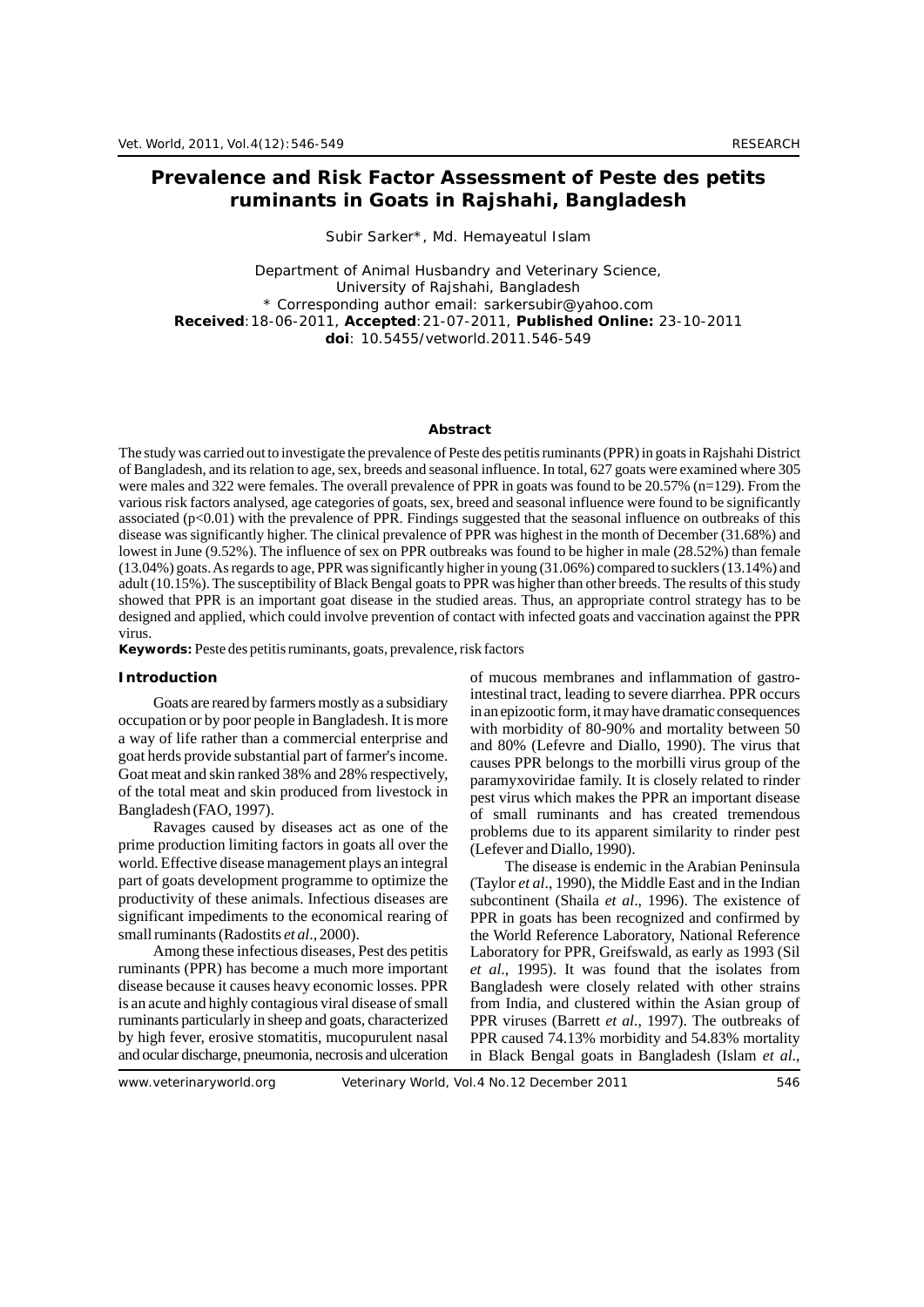# Prevalence and Risk Factor Assessment of Peste des petits ruminants in Goats in Rajshahi, Bangladesh

Subir Sarker*, Md. Hemayeatul Islam

Department of Animal Husbandry and Veterinary Science, University of Rajshahi, Bangladesh
* Corresponding author email: sarkersubir@yahoo.com
**Received**:18-06-2011, **Accepted**:21-07-2011, **Published Online:** 23-10-2011
**doi**: 10.5455/vetworld.2011.546-549

## Abstract

The study was carried out to investigate the prevalence of Peste des petitis ruminants (PPR) in goats in Rajshahi District of Bangladesh, and its relation to age, sex, breeds and seasonal influence. In total, 627 goats were examined where 305 were males and 322 were females. The overall prevalence of PPR in goats was found to be 20.57% (n=129). From the various risk factors analysed, age categories of goats, sex, breed and seasonal influence were found to be significantly associated ($p<0.01$) with the prevalence of PPR. Findings suggested that the seasonal influence on outbreaks of this disease was significantly higher. The clinical prevalence of PPR was highest in the month of December (31.68%) and lowest in June (9.52%). The influence of sex on PPR outbreaks was found to be higher in male (28.52%) than female (13.04%) goats. As regards to age, PPR was significantly higher in young (31.06%) compared to sucklers (13.14%) and adult (10.15%). The susceptibility of Black Bengal goats to PPR was higher than other breeds. The results of this study showed that PPR is an important goat disease in the studied areas. Thus, an appropriate control strategy has to be designed and applied, which could involve prevention of contact with infected goats and vaccination against the PPR virus.

**Keywords:** Peste des petitis ruminants, goats, prevalence, risk factors

## Introduction

Goats are reared by farmers mostly as a subsidiary occupation or by poor people in Bangladesh. It is more a way of life rather than a commercial enterprise and goat herds provide substantial part of farmer's income. Goat meat and skin ranked 38% and 28% respectively, of the total meat and skin produced from livestock in Bangladesh (FAO, 1997).

Ravages caused by diseases act as one of the prime production limiting factors in goats all over the world. Effective disease management plays an integral part of goats development programme to optimize the productivity of these animals. Infectious diseases are significant impediments to the economical rearing of small ruminants (Radostits *et al*., 2000).

Among these infectious diseases, Pest des petitis ruminants (PPR) has become a much more important disease because it causes heavy economic losses. PPR is an acute and highly contagious viral disease of small ruminants particularly in sheep and goats, characterized by high fever, erosive stomatitis, mucopurulent nasal and ocular discharge, pneumonia, necrosis and ulceration of mucous membranes and inflammation of gastro-intestinal tract, leading to severe diarrhea. PPR occurs in an epizootic form, it may have dramatic consequences with morbidity of 80-90% and mortality between 50 and 80% (Lefevre and Diallo, 1990). The virus that causes PPR belongs to the morbilli virus group of the paramyxoviridae family. It is closely related to rinder pest virus which makes the PPR an important disease of small ruminants and has created tremendous problems due to its apparent similarity to rinder pest (Lefever and Diallo, 1990).

The disease is endemic in the Arabian Peninsula (Taylor *et al*., 1990), the Middle East and in the Indian subcontinent (Shaila *et al*., 1996). The existence of PPR in goats has been recognized and confirmed by the World Reference Laboratory, National Reference Laboratory for PPR, Greifswald, as early as 1993 (Sil *et al*., 1995). It was found that the isolates from Bangladesh were closely related with other strains from India, and clustered within the Asian group of PPR viruses (Barrett *et al*., 1997). The outbreaks of PPR caused 74.13% morbidity and 54.83% mortality in Black Bengal goats in Bangladesh (Islam *et al*.,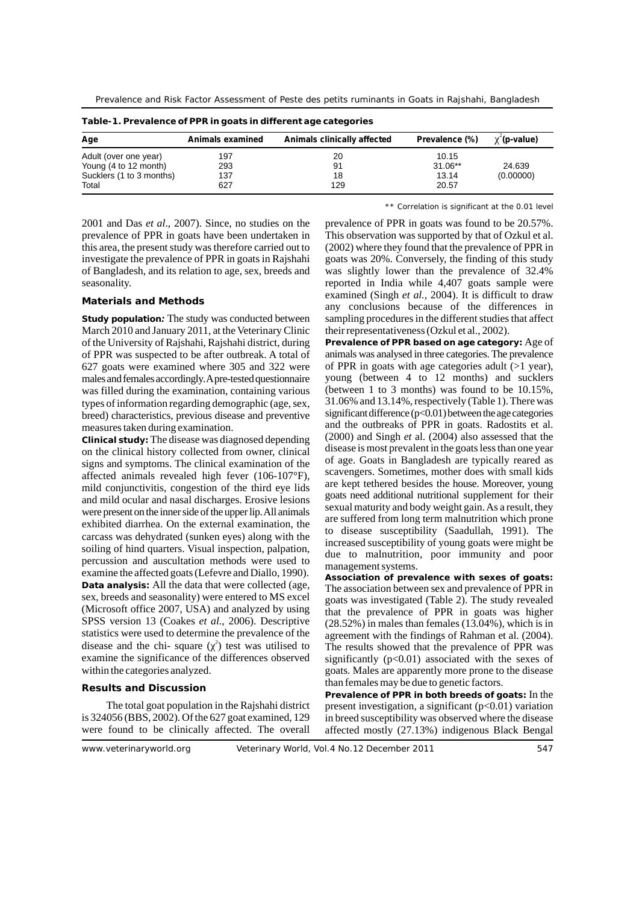**Table-1. Prevalence of PPR in goats in different age categories**

| Age | Animals examined | Animals clinically affected | Prevalence (%) | $\chi^2$(p-value) |
|---|---|---|---|---|
| Adult (over one year) | 197 | 20 | 10.15 | |
| Young (4 to 12 month) | 293 | 91 | 31.06** | 24.639 |
| Sucklers (1 to 3 months) | 137 | 18 | 13.14 | (0.00000) |
| Total | 627 | 129 | 20.57 | |

** Correlation is significant at the 0.01 level

2001 and Das *et al*., 2007). Since, no studies on the prevalence of PPR in goats have been undertaken in this area, the present study was therefore carried out to investigate the prevalence of PPR in goats in Rajshahi of Bangladesh, and its relation to age, sex, breeds and seasonality.

## Materials and Methods

**Study population:** The study was conducted between March 2010 and January 2011, at the Veterinary Clinic of the University of Rajshahi, Rajshahi district, during of PPR was suspected to be after outbreak. A total of 627 goats were examined where 305 and 322 were males and females accordingly. A pre-tested questionnaire was filled during the examination, containing various types of information regarding demographic (age, sex, breed) characteristics, previous disease and preventive measures taken during examination.

**Clinical study:** The disease was diagnosed depending on the clinical history collected from owner, clinical signs and symptoms. The clinical examination of the affected animals revealed high fever (106-107°F), mild conjunctivitis, congestion of the third eye lids and mild ocular and nasal discharges. Erosive lesions were present on the inner side of the upper lip. All animals exhibited diarrhea. On the external examination, the carcass was dehydrated (sunken eyes) along with the soiling of hind quarters. Visual inspection, palpation, percussion and auscultation methods were used to examine the affected goats (Lefevre and Diallo, 1990).

**Data analysis:** All the data that were collected (age, sex, breeds and seasonality) were entered to MS excel (Microsoft office 2007, USA) and analyzed by using SPSS version 13 (Coakes *et al*., 2006). Descriptive statistics were used to determine the prevalence of the disease and the chi- square ($\chi^2$) test was utilised to examine the significance of the differences observed within the categories analyzed.

## Results and Discussion

The total goat population in the Rajshahi district is 324056 (BBS, 2002). Of the 627 goat examined, 129 were found to be clinically affected. The overall prevalence of PPR in goats was found to be 20.57%. This observation was supported by that of Ozkul et al. (2002) where they found that the prevalence of PPR in goats was 20%. Conversely, the finding of this study was slightly lower than the prevalence of 32.4% reported in India while 4,407 goats sample were examined (Singh *et al.*, 2004). It is difficult to draw any conclusions because of the differences in sampling procedures in the different studies that affect their representativeness (Ozkul et al., 2002).

**Prevalence of PPR based on age category:** Age of animals was analysed in three categories. The prevalence of PPR in goats with age categories adult (>1 year), young (between 4 to 12 months) and sucklers (between 1 to 3 months) was found to be 10.15%, 31.06% and 13.14%, respectively (Table 1). There was significant difference ($p<0.01$) between the age categories and the outbreaks of PPR in goats. Radostits et al. (2000) and Singh *et* al. (2004) also assessed that the disease is most prevalent in the goats less than one year of age. Goats in Bangladesh are typically reared as scavengers. Sometimes, mother does with small kids are kept tethered besides the house. Moreover, young goats need additional nutritional supplement for their sexual maturity and body weight gain. As a result, they are suffered from long term malnutrition which prone to disease susceptibility (Saadullah, 1991). The increased susceptibility of young goats were might be due to malnutrition, poor immunity and poor management systems.

**Association of prevalence with sexes of goats:** The association between sex and prevalence of PPR in goats was investigated (Table 2). The study revealed that the prevalence of PPR in goats was higher (28.52%) in males than females (13.04%), which is in agreement with the findings of Rahman et al. (2004). The results showed that the prevalence of PPR was significantly ($p<0.01$) associated with the sexes of goats. Males are apparently more prone to the disease than females may be due to genetic factors.

**Prevalence of PPR in both breeds of goats:** In the present investigation, a significant ($p<0.01$) variation in breed susceptibility was observed where the disease affected mostly (27.13%) indigenous Black Bengal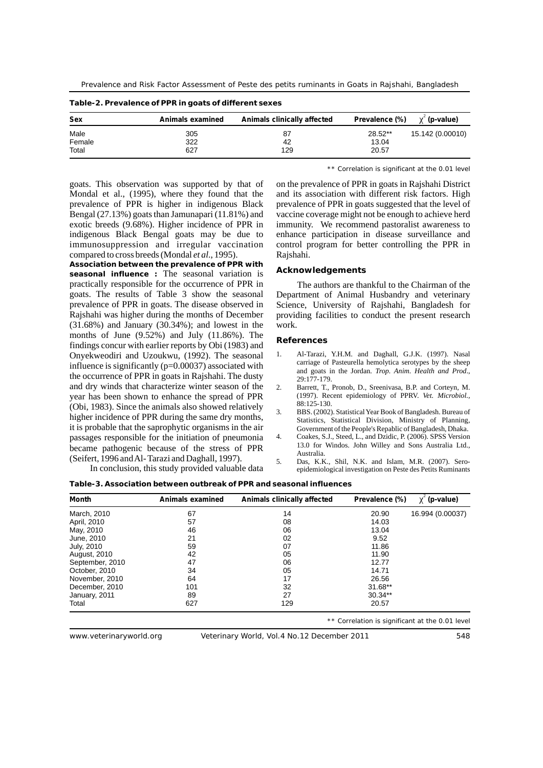**Table-2. Prevalence of PPR in goats of different sexes**

| Sex | Animals examined | Animals clinically affected | Prevalence (%) | $\chi^2$ (p-value) |
|---|---|---|---|---|
| Male | 305 | 87 | 28.52** | 15.142 (0.00010) |
| Female | 322 | 42 | 13.04 | |
| Total | 627 | 129 | 20.57 | |

** Correlation is significant at the 0.01 level

goats. This observation was supported by that of Mondal et al., (1995), where they found that the prevalence of PPR is higher in indigenous Black Bengal (27.13%) goats than Jamunapari (11.81%) and exotic breeds (9.68%). Higher incidence of PPR in indigenous Black Bengal goats may be due to immunosuppression and irregular vaccination compared to cross breeds (Mondal *et al*., 1995).

**Association between the prevalence of PPR with seasonal influence :** The seasonal variation is practically responsible for the occurrence of PPR in goats. The results of Table 3 show the seasonal prevalence of PPR in goats. The disease observed in Rajshahi was higher during the months of December (31.68%) and January (30.34%); and lowest in the months of June (9.52%) and July (11.86%). The findings concur with earlier reports by Obi (1983) and Onyekweodiri and Uzoukwu, (1992). The seasonal influence is significantly (p=0.00037) associated with the occurrence of PPR in goats in Rajshahi. The dusty and dry winds that characterize winter season of the year has been shown to enhance the spread of PPR (Obi, 1983). Since the animals also showed relatively higher incidence of PPR during the same dry months, it is probable that the saprophytic organisms in the air passages responsible for the initiation of pneumonia became pathogenic because of the stress of PPR (Seifert, 1996 and Al- Tarazi and Daghall, 1997).

In conclusion, this study provided valuable data on the prevalence of PPR in goats in Rajshahi District and its association with different risk factors. High prevalence of PPR in goats suggested that the level of vaccine coverage might not be enough to achieve herd immunity. We recommend pastoralist awareness to enhance participation in disease surveillance and control program for better controlling the PPR in Rajshahi.

## Acknowledgements

The authors are thankful to the Chairman of the Department of Animal Husbandry and veterinary Science, University of Rajshahi, Bangladesh for providing facilities to conduct the present research work.

## References

1. Al-Tarazi, Y.H.M. and Daghall, G.J.K. (1997). Nasal carriage of Pasteurella hemolytica serotypes by the sheep and goats in the Jordan. *Trop. Anim. Health and Prod*., 29:177-179.
2. Barrett, T., Pronob, D., Sreenivasa, B.P. and Corteyn, M. (1997). Recent epidemiology of PPRV. *Vet. Microbiol.*, 88:125-130.
3. BBS. (2002). Statistical Year Book of Bangladesh. Bureau of Statistics, Statistical Division, Ministry of Planning, Government of the People's Repablic of Bangladesh, Dhaka.
4. Coakes, S.J., Steed, L., and Dzidic, P. (2006). SPSS Version 13.0 for Windos. John Willey and Sons Australia Ltd., Australia.
5. Das, K.K., Shil, N.K. and Islam, M.R. (2007). Sero-epidemiological investigation on Peste des Petits Ruminants

**Table-3. Association between outbreak of PPR and seasonal influences**

| Month | Animals examined | Animals clinically affected | Prevalence (%) | $\chi^2$ (p-value) |
|---|---|---|---|---|
| March, 2010 | 67 | 14 | 20.90 | 16.994 (0.00037) |
| April, 2010 | 57 | 08 | 14.03 | |
| May, 2010 | 46 | 06 | 13.04 | |
| June, 2010 | 21 | 02 | 9.52 | |
| July, 2010 | 59 | 07 | 11.86 | |
| August, 2010 | 42 | 05 | 11.90 | |
| September, 2010 | 47 | 06 | 12.77 | |
| October, 2010 | 34 | 05 | 14.71 | |
| November, 2010 | 64 | 17 | 26.56 | |
| December, 2010 | 101 | 32 | 31.68** | |
| January, 2011 | 89 | 27 | 30.34** | |
| Total | 627 | 129 | 20.57 | |

** Correlation is significant at the 0.01 level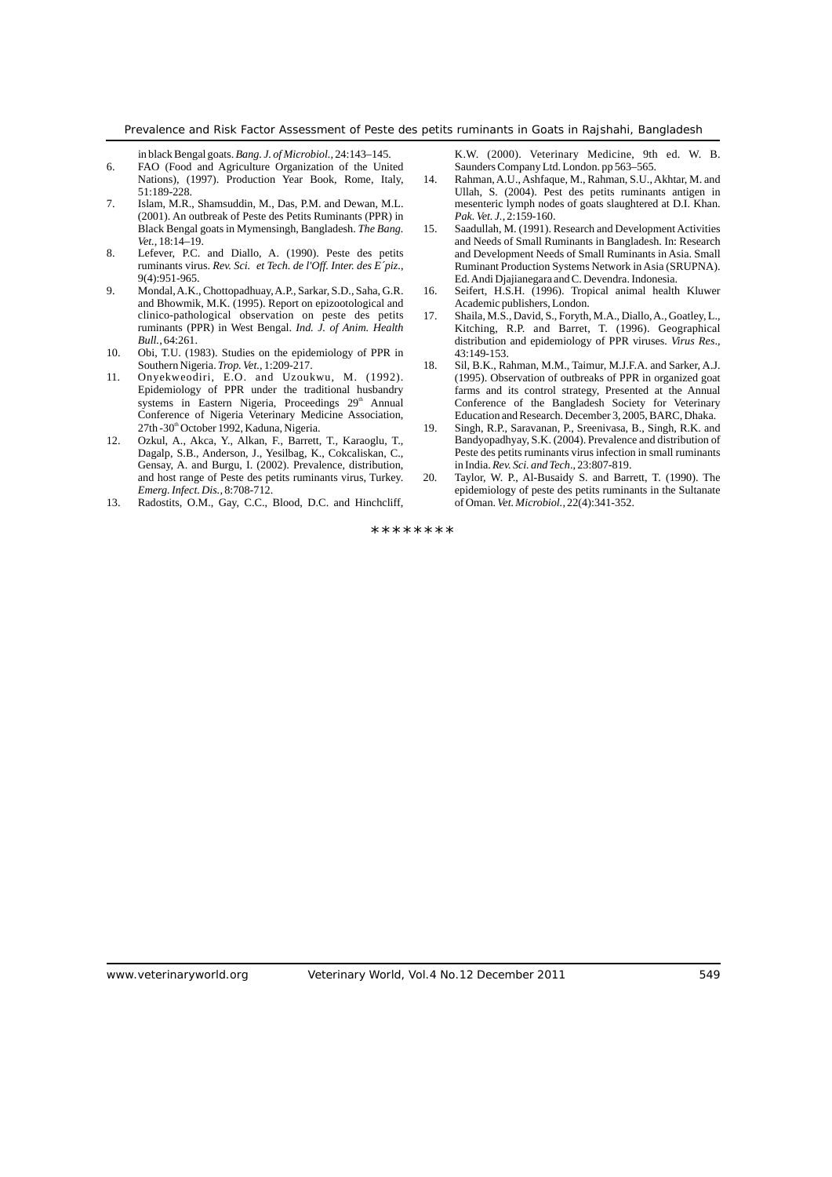in black Bengal goats. *Bang. J. of Microbiol.,* 24:143–145.

6. FAO (Food and Agriculture Organization of the United Nations), (1997). Production Year Book, Rome, Italy, 51:189-228.
7. Islam, M.R., Shamsuddin, M., Das, P.M. and Dewan, M.L. (2001). An outbreak of Peste des Petits Ruminants (PPR) in Black Bengal goats in Mymensingh, Bangladesh. *The Bang. Vet.,* 18:14–19.
8. Lefever, P.C. and Diallo, A. (1990). Peste des petits ruminants virus. *Rev. Sci. et Tech. de l'Off. Inter. des E´piz.,* 9(4):951-965.
9. Mondal, A.K., Chottopadhuay, A.P., Sarkar, S.D., Saha, G.R. and Bhowmik, M.K. (1995). Report on epizootological and clinico-pathological observation on peste des petits ruminants (PPR) in West Bengal. *Ind. J. of Anim. Health Bull.,* 64:261.
10. Obi, T.U. (1983). Studies on the epidemiology of PPR in Southern Nigeria. *Trop. Vet.,* 1:209-217.
11. Onyekweodiri, E.O. and Uzoukwu, M. (1992). Epidemiology of PPR under the traditional husbandry systems in Eastern Nigeria, Proceedings 29th Annual Conference of Nigeria Veterinary Medicine Association, 27th -30th October 1992, Kaduna, Nigeria.
12. Ozkul, A., Akca, Y., Alkan, F., Barrett, T., Karaoglu, T., Dagalp, S.B., Anderson, J., Yesilbag, K., Cokcaliskan, C., Gensay, A. and Burgu, I. (2002). Prevalence, distribution, and host range of Peste des petits ruminants virus, Turkey. *Emerg. Infect. Dis.,* 8:708-712.
13. Radostits, O.M., Gay, C.C., Blood, D.C. and Hinchcliff, K.W. (2000). Veterinary Medicine, 9th ed. W. B. Saunders Company Ltd. London. pp 563–565.
14. Rahman, A.U., Ashfaque, M., Rahman, S.U., Akhtar, M. and Ullah, S. (2004). Pest des petits ruminants antigen in mesenteric lymph nodes of goats slaughtered at D.I. Khan. *Pak. Vet. J.,* 2:159-160.
15. Saadullah, M. (1991). Research and Development Activities and Needs of Small Ruminants in Bangladesh. In: Research and Development Needs of Small Ruminants in Asia. Small Ruminant Production Systems Network in Asia (SRUPNA). Ed. Andi Djajianegara and C. Devendra. Indonesia.
16. Seifert, H.S.H. (1996). Tropical animal health Kluwer Academic publishers, London.
17. Shaila, M.S., David, S., Foryth, M.A., Diallo, A., Goatley, L., Kitching, R.P. and Barret, T. (1996). Geographical distribution and epidemiology of PPR viruses. *Virus Res.,* 43:149-153.
18. Sil, B.K., Rahman, M.M., Taimur, M.J.F.A. and Sarker, A.J. (1995). Observation of outbreaks of PPR in organized goat farms and its control strategy, Presented at the Annual Conference of the Bangladesh Society for Veterinary Education and Research. December 3, 2005, BARC, Dhaka.
19. Singh, R.P., Saravanan, P., Sreenivasa, B., Singh, R.K. and Bandyopadhyay, S.K. (2004). Prevalence and distribution of Peste des petits ruminants virus infection in small ruminants in India. *Rev. Sci. and Tech.,* 23:807-819.
20. Taylor, W. P., Al-Busaidy S. and Barrett, T. (1990). The epidemiology of peste des petits ruminants in the Sultanate of Oman. *Vet. Microbiol.,* 22(4):341-352.

*\*\*\*\*\*\*\**